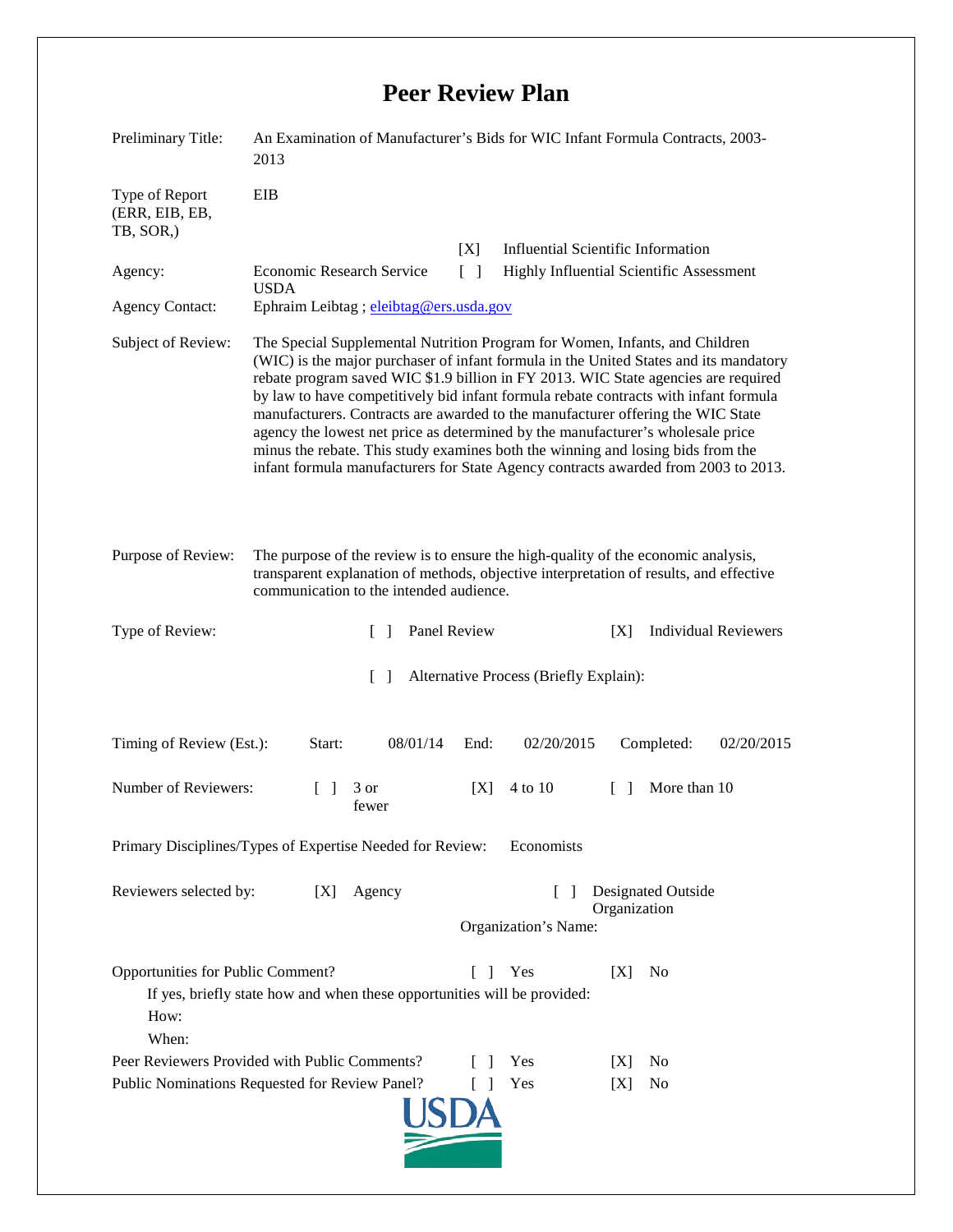# Peer Review Plan

| | |
|---|---|
| Preliminary Title: | An Examination of Manufacturer's Bids for WIC Infant Formula Contracts, 2003-2013 |
| Type of Report (ERR, EIB, EB, TB, SOR,) | EIB |
| | [X] Influential Scientific Information |
| Agency: | Economic Research Service USDA — [ ] Highly Influential Scientific Assessment |
| Agency Contact: | Ephraim Leibtag ; eleibtag@ers.usda.gov |
| Subject of Review: | The Special Supplemental Nutrition Program for Women, Infants, and Children (WIC) is the major purchaser of infant formula in the United States and its mandatory rebate program saved WIC $1.9 billion in FY 2013. WIC State agencies are required by law to have competitively bid infant formula rebate contracts with infant formula manufacturers. Contracts are awarded to the manufacturer offering the WIC State agency the lowest net price as determined by the manufacturer's wholesale price minus the rebate. This study examines both the winning and losing bids from the infant formula manufacturers for State Agency contracts awarded from 2003 to 2013. |
| Purpose of Review: | The purpose of the review is to ensure the high-quality of the economic analysis, transparent explanation of methods, objective interpretation of results, and effective communication to the intended audience. |

Type of Review: [ ] Panel Review [X] Individual Reviewers

[ ] Alternative Process (Briefly Explain):

Timing of Review (Est.): Start: 08/01/14 End: 02/20/2015 Completed: 02/20/2015

Number of Reviewers: [ ] 3 or fewer [X] 4 to 10 [ ] More than 10

Primary Disciplines/Types of Expertise Needed for Review: Economists

Reviewers selected by: [X] Agency [ ] Designated Outside Organization

Organization's Name:

Opportunities for Public Comment? [ ] Yes [X] No

If yes, briefly state how and when these opportunities will be provided:

How:

When:

Peer Reviewers Provided with Public Comments? [ ] Yes [X] No

Public Nominations Requested for Review Panel? [ ] Yes [X] No

USDA